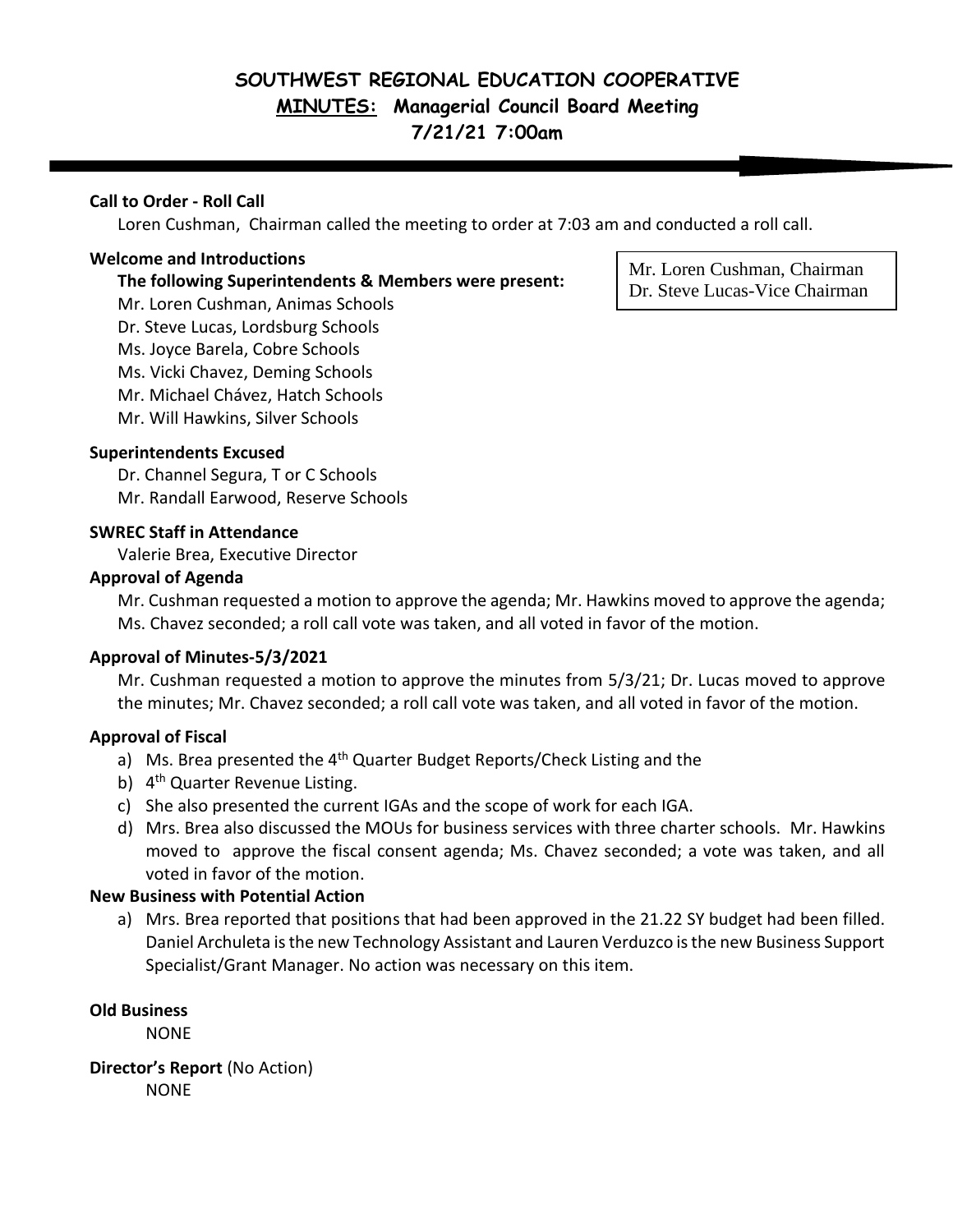# SOUTHWEST REGIONAL EDUCATION COOPERATIVE

## MINUTES: Managerial Council Board Meeting

## 7/21/21 7:00am

**Call to Order - Roll Call**

Loren Cushman, Chairman called the meeting to order at 7:03 am and conducted a roll call.

**Welcome and Introductions**

Mr. Loren Cushman, Chairman
Dr. Steve Lucas-Vice Chairman

**The following Superintendents & Members were present:**

Mr. Loren Cushman, Animas Schools
Dr. Steve Lucas, Lordsburg Schools
Ms. Joyce Barela, Cobre Schools
Ms. Vicki Chavez, Deming Schools
Mr. Michael Chávez, Hatch Schools
Mr. Will Hawkins, Silver Schools

**Superintendents Excused**

Dr. Channel Segura, T or C Schools
Mr. Randall Earwood, Reserve Schools

**SWREC Staff in Attendance**

Valerie Brea, Executive Director

**Approval of Agenda**

Mr. Cushman requested a motion to approve the agenda; Mr. Hawkins moved to approve the agenda; Ms. Chavez seconded; a roll call vote was taken, and all voted in favor of the motion.

**Approval of Minutes-5/3/2021**

Mr. Cushman requested a motion to approve the minutes from 5/3/21; Dr. Lucas moved to approve the minutes; Mr. Chavez seconded; a roll call vote was taken, and all voted in favor of the motion.

**Approval of Fiscal**

a) Ms. Brea presented the 4th Quarter Budget Reports/Check Listing and the
b) 4th Quarter Revenue Listing.
c) She also presented the current IGAs and the scope of work for each IGA.
d) Mrs. Brea also discussed the MOUs for business services with three charter schools. Mr. Hawkins moved to approve the fiscal consent agenda; Ms. Chavez seconded; a vote was taken, and all voted in favor of the motion.

**New Business with Potential Action**

a) Mrs. Brea reported that positions that had been approved in the 21.22 SY budget had been filled. Daniel Archuleta is the new Technology Assistant and Lauren Verduzco is the new Business Support Specialist/Grant Manager. No action was necessary on this item.

**Old Business**

NONE

**Director's Report** (No Action)

NONE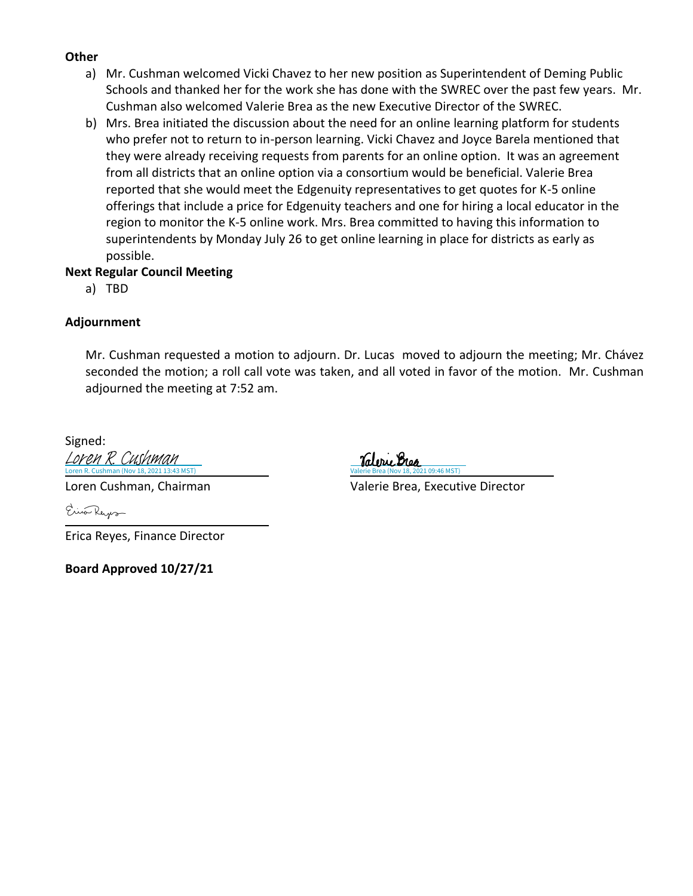**Other**

a) Mr. Cushman welcomed Vicki Chavez to her new position as Superintendent of Deming Public Schools and thanked her for the work she has done with the SWREC over the past few years. Mr. Cushman also welcomed Valerie Brea as the new Executive Director of the SWREC.

b) Mrs. Brea initiated the discussion about the need for an online learning platform for students who prefer not to return to in-person learning. Vicki Chavez and Joyce Barela mentioned that they were already receiving requests from parents for an online option. It was an agreement from all districts that an online option via a consortium would be beneficial. Valerie Brea reported that she would meet the Edgenuity representatives to get quotes for K-5 online offerings that include a price for Edgenuity teachers and one for hiring a local educator in the region to monitor the K-5 online work. Mrs. Brea committed to having this information to superintendents by Monday July 26 to get online learning in place for districts as early as possible.

**Next Regular Council Meeting**

a) TBD

**Adjournment**

Mr. Cushman requested a motion to adjourn. Dr. Lucas moved to adjourn the meeting; Mr. Chávez seconded the motion; a roll call vote was taken, and all voted in favor of the motion. Mr. Cushman adjourned the meeting at 7:52 am.

Signed:

Loren R. Cushman
Loren R. Cushman (Nov 18, 2021 13:43 MST)

Loren Cushman, Chairman

Valerie Brea
Valerie Brea (Nov 18, 2021 09:46 MST)

Valerie Brea, Executive Director

Erica Reyes

Erica Reyes, Finance Director

**Board Approved 10/27/21**